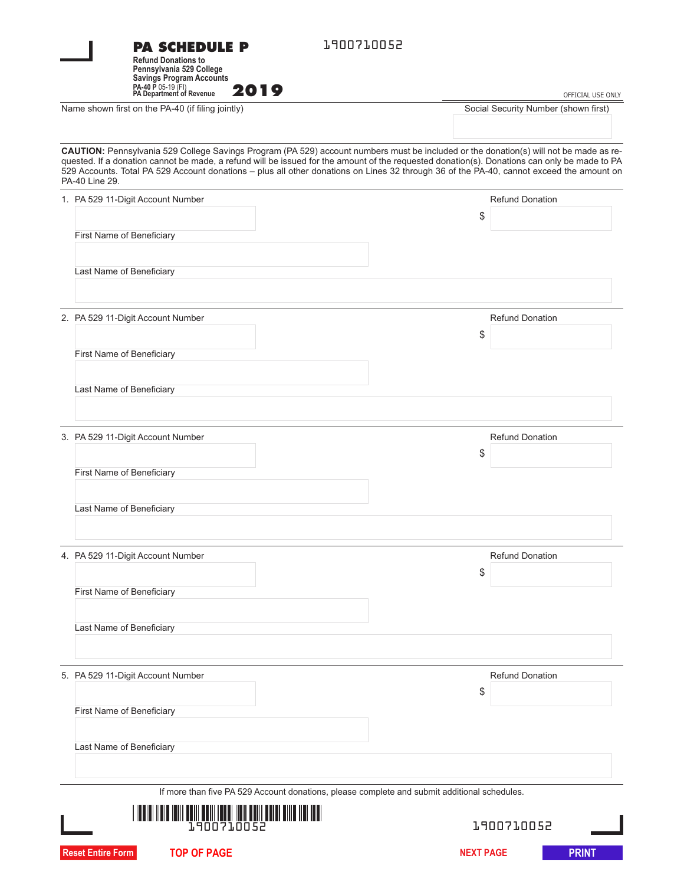# PA SCHEDULE P

1900710052

**Refund Donations to Pennsylvania 529 College Savings Program Accounts**

PA-40 P 05-19 (FI)
PA Department of Revenue

**2019**

OFFICIAL USE ONLY

Name shown first on the PA-40 (if filing jointly)

Social Security Number (shown first)

**CAUTION:** Pennsylvania 529 College Savings Program (PA 529) account numbers must be included or the donation(s) will not be made as requested. If a donation cannot be made, a refund will be issued for the amount of the requested donation(s). Donations can only be made to PA 529 Accounts. Total PA 529 Account donations – plus all other donations on Lines 32 through 36 of the PA-40, cannot exceed the amount on PA-40 Line 29.

1. PA 529 11-Digit Account Number

   Refund Donation $

   First Name of Beneficiary

   Last Name of Beneficiary

2. PA 529 11-Digit Account Number

   Refund Donation $

   First Name of Beneficiary

   Last Name of Beneficiary

3. PA 529 11-Digit Account Number

   Refund Donation $

   First Name of Beneficiary

   Last Name of Beneficiary

4. PA 529 11-Digit Account Number

   Refund Donation $

   First Name of Beneficiary

   Last Name of Beneficiary

5. PA 529 11-Digit Account Number

   Refund Donation $

   First Name of Beneficiary

   Last Name of Beneficiary

If more than five PA 529 Account donations, please complete and submit additional schedules.

1900710052

1900710052

Reset Entire Form | TOP OF PAGE | NEXT PAGE | PRINT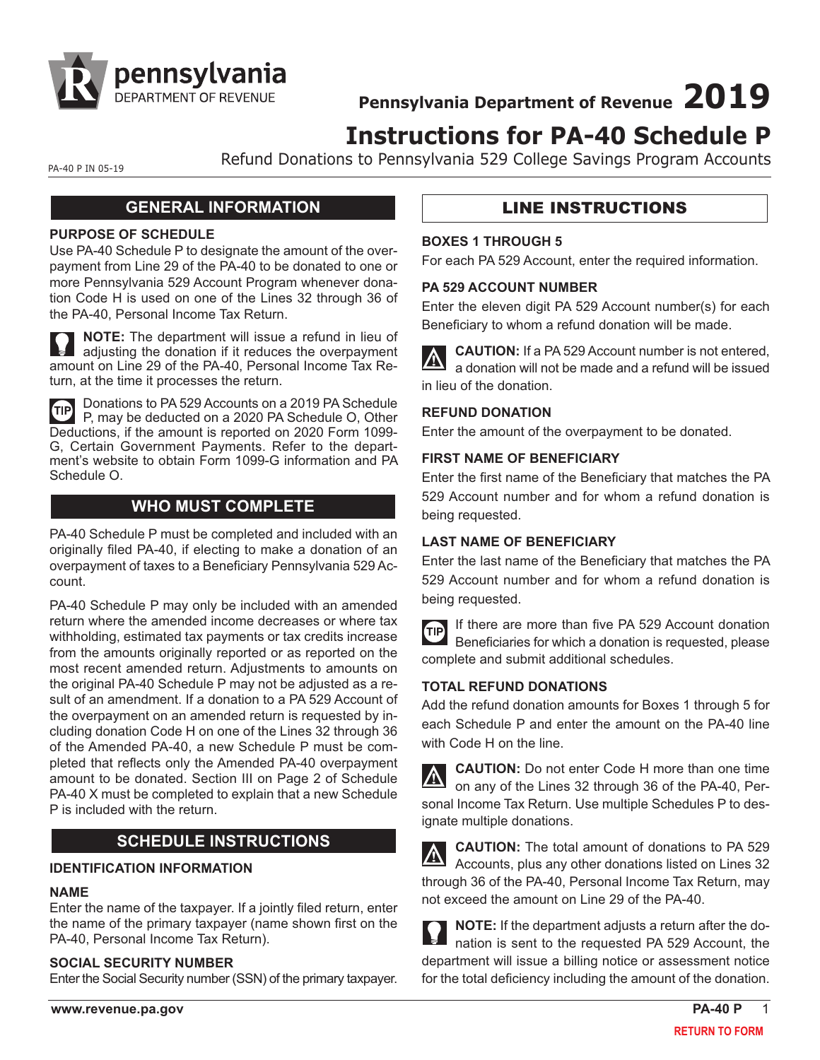# Pennsylvania Department of Revenue 2019

# Instructions for PA-40 Schedule P

Refund Donations to Pennsylvania 529 College Savings Program Accounts

PA-40 P IN 05-19

## GENERAL INFORMATION

### PURPOSE OF SCHEDULE

Use PA-40 Schedule P to designate the amount of the overpayment from Line 29 of the PA-40 to be donated to one or more Pennsylvania 529 Account Program whenever donation Code H is used on one of the Lines 32 through 36 of the PA-40, Personal Income Tax Return.

**NOTE:** The department will issue a refund in lieu of adjusting the donation if it reduces the overpayment amount on Line 29 of the PA-40, Personal Income Tax Return, at the time it processes the return.

TIP: Donations to PA 529 Accounts on a 2019 PA Schedule P, may be deducted on a 2020 PA Schedule O, Other Deductions, if the amount is reported on 2020 Form 1099-G, Certain Government Payments. Refer to the department's website to obtain Form 1099-G information and PA Schedule O.

## WHO MUST COMPLETE

PA-40 Schedule P must be completed and included with an originally filed PA-40, if electing to make a donation of an overpayment of taxes to a Beneficiary Pennsylvania 529 Account.

PA-40 Schedule P may only be included with an amended return where the amended income decreases or where tax withholding, estimated tax payments or tax credits increase from the amounts originally reported or as reported on the most recent amended return. Adjustments to amounts on the original PA-40 Schedule P may not be adjusted as a result of an amendment. If a donation to a PA 529 Account of the overpayment on an amended return is requested by including donation Code H on one of the Lines 32 through 36 of the Amended PA-40, a new Schedule P must be completed that reflects only the Amended PA-40 overpayment amount to be donated. Section III on Page 2 of Schedule PA-40 X must be completed to explain that a new Schedule P is included with the return.

## SCHEDULE INSTRUCTIONS

### IDENTIFICATION INFORMATION

### NAME

Enter the name of the taxpayer. If a jointly filed return, enter the name of the primary taxpayer (name shown first on the PA-40, Personal Income Tax Return).

### SOCIAL SECURITY NUMBER

Enter the Social Security number (SSN) of the primary taxpayer.

## LINE INSTRUCTIONS

### BOXES 1 THROUGH 5

For each PA 529 Account, enter the required information.

### PA 529 ACCOUNT NUMBER

Enter the eleven digit PA 529 Account number(s) for each Beneficiary to whom a refund donation will be made.

**CAUTION:** If a PA 529 Account number is not entered, a donation will not be made and a refund will be issued in lieu of the donation.

### REFUND DONATION

Enter the amount of the overpayment to be donated.

### FIRST NAME OF BENEFICIARY

Enter the first name of the Beneficiary that matches the PA 529 Account number and for whom a refund donation is being requested.

### LAST NAME OF BENEFICIARY

Enter the last name of the Beneficiary that matches the PA 529 Account number and for whom a refund donation is being requested.

TIP: If there are more than five PA 529 Account donation Beneficiaries for which a donation is requested, please complete and submit additional schedules.

### TOTAL REFUND DONATIONS

Add the refund donation amounts for Boxes 1 through 5 for each Schedule P and enter the amount on the PA-40 line with Code H on the line.

**CAUTION:** Do not enter Code H more than one time on any of the Lines 32 through 36 of the PA-40, Personal Income Tax Return. Use multiple Schedules P to designate multiple donations.

**CAUTION:** The total amount of donations to PA 529 Accounts, plus any other donations listed on Lines 32 through 36 of the PA-40, Personal Income Tax Return, may not exceed the amount on Line 29 of the PA-40.

**NOTE:** If the department adjusts a return after the donation is sent to the requested PA 529 Account, the department will issue a billing notice or assessment notice for the total deficiency including the amount of the donation.

www.revenue.pa.gov

RETURN TO FORM